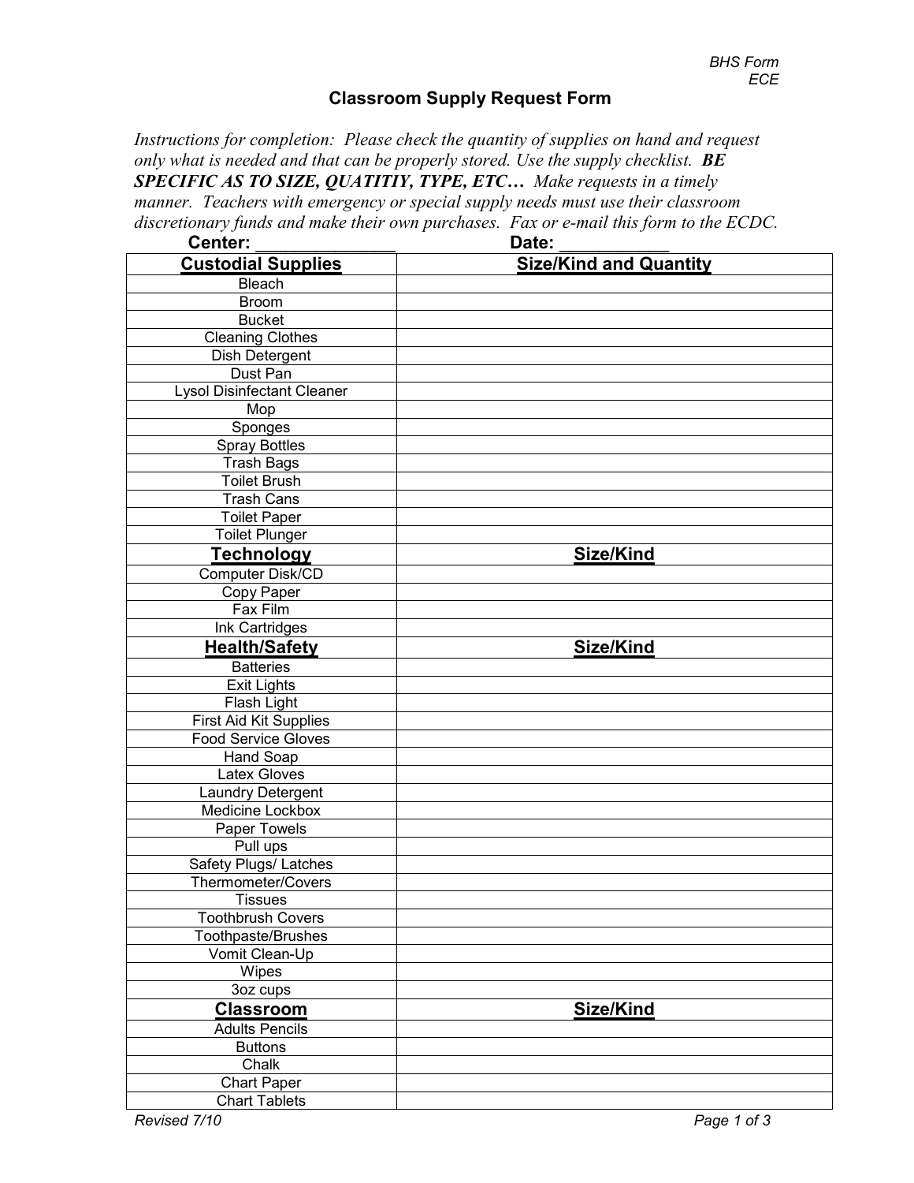BHS Form
ECE

# Classroom Supply Request Form

*Instructions for completion: Please check the quantity of supplies on hand and request only what is needed and that can be properly stored. Use the supply checklist.* ***BE SPECIFIC AS TO SIZE, QUATITIY, TYPE, ETC…*** *Make requests in a timely manner. Teachers with emergency or special supply needs must use their classroom discretionary funds and make their own purchases. Fax or e-mail this form to the ECDC.*

**Center:** _______________ **Date:** ___________

| **Custodial Supplies** | **Size/Kind and Quantity** |
|---|---|
| Bleach | |
| Broom | |
| Bucket | |
| Cleaning Clothes | |
| Dish Detergent | |
| Dust Pan | |
| Lysol Disinfectant Cleaner | |
| Mop | |
| Sponges | |
| Spray Bottles | |
| Trash Bags | |
| Toilet Brush | |
| Trash Cans | |
| Toilet Paper | |
| Toilet Plunger | |
| **Technology** | **Size/Kind** |
| Computer Disk/CD | |
| Copy Paper | |
| Fax Film | |
| Ink Cartridges | |
| **Health/Safety** | **Size/Kind** |
| Batteries | |
| Exit Lights | |
| Flash Light | |
| First Aid Kit Supplies | |
| Food Service Gloves | |
| Hand Soap | |
| Latex Gloves | |
| Laundry Detergent | |
| Medicine Lockbox | |
| Paper Towels | |
| Pull ups | |
| Safety Plugs/ Latches | |
| Thermometer/Covers | |
| Tissues | |
| Toothbrush Covers | |
| Toothpaste/Brushes | |
| Vomit Clean-Up | |
| Wipes | |
| 3oz cups | |
| **Classroom** | **Size/Kind** |
| Adults Pencils | |
| Buttons | |
| Chalk | |
| Chart Paper | |
| Chart Tablets | |

Revised 7/10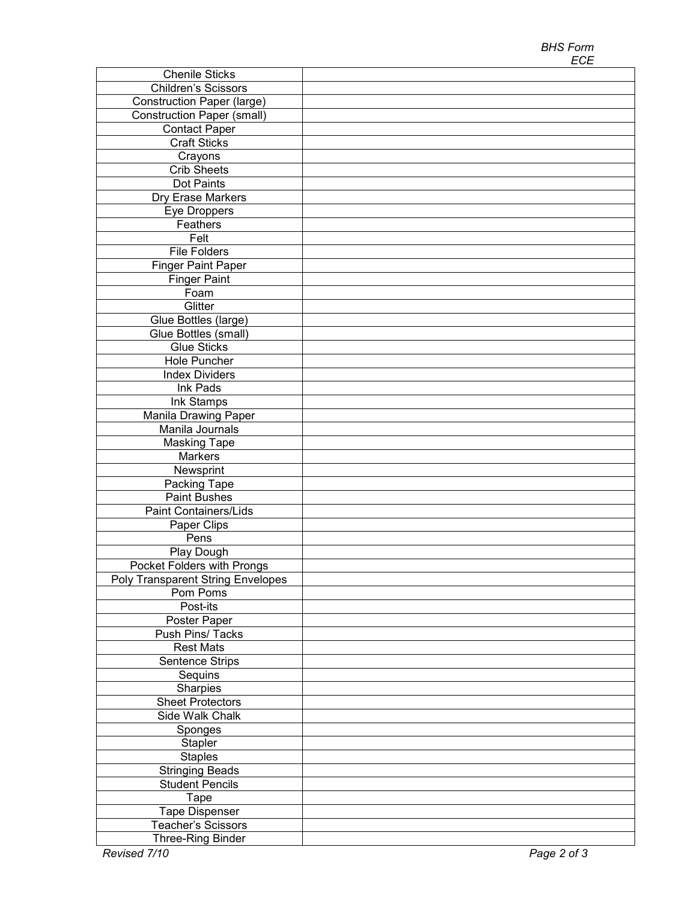| | |
|---|---|
| Chenile Sticks | |
| Children's Scissors | |
| Construction Paper (large) | |
| Construction Paper (small) | |
| Contact Paper | |
| Craft Sticks | |
| Crayons | |
| Crib Sheets | |
| Dot Paints | |
| Dry Erase Markers | |
| Eye Droppers | |
| Feathers | |
| Felt | |
| File Folders | |
| Finger Paint Paper | |
| Finger Paint | |
| Foam | |
| Glitter | |
| Glue Bottles (large) | |
| Glue Bottles (small) | |
| Glue Sticks | |
| Hole Puncher | |
| Index Dividers | |
| Ink Pads | |
| Ink Stamps | |
| Manila Drawing Paper | |
| Manila Journals | |
| Masking Tape | |
| Markers | |
| Newsprint | |
| Packing Tape | |
| Paint Bushes | |
| Paint Containers/Lids | |
| Paper Clips | |
| Pens | |
| Play Dough | |
| Pocket Folders with Prongs | |
| Poly Transparent String Envelopes | |
| Pom Poms | |
| Post-its | |
| Poster Paper | |
| Push Pins/ Tacks | |
| Rest Mats | |
| Sentence Strips | |
| Sequins | |
| Sharpies | |
| Sheet Protectors | |
| Side Walk Chalk | |
| Sponges | |
| Stapler | |
| Staples | |
| Stringing Beads | |
| Student Pencils | |
| Tape | |
| Tape Dispenser | |
| Teacher's Scissors | |
| Three-Ring Binder | |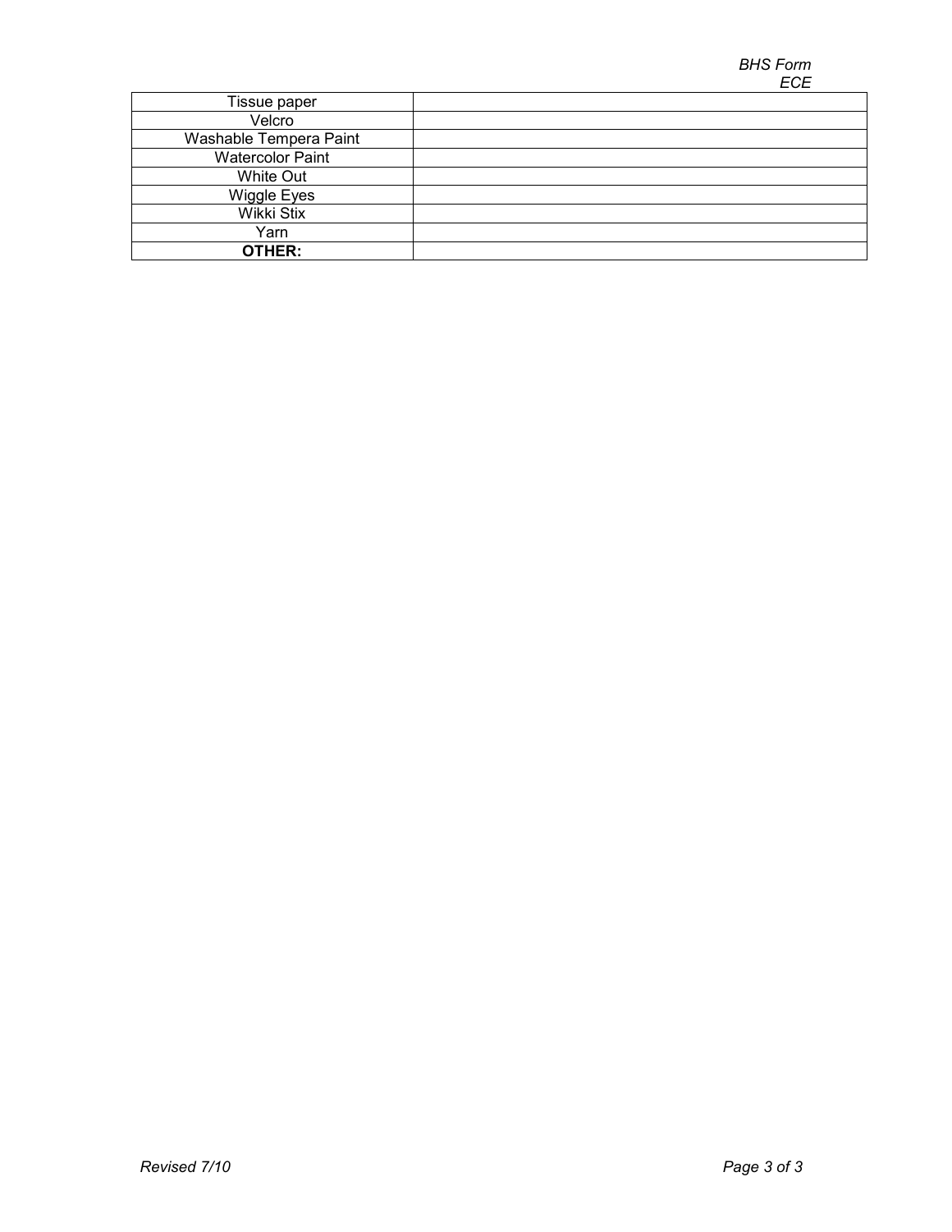| | |
|---|---|
| Tissue paper | |
| Velcro | |
| Washable Tempera Paint | |
| Watercolor Paint | |
| White Out | |
| Wiggle Eyes | |
| Wikki Stix | |
| Yarn | |
| **OTHER:** | |